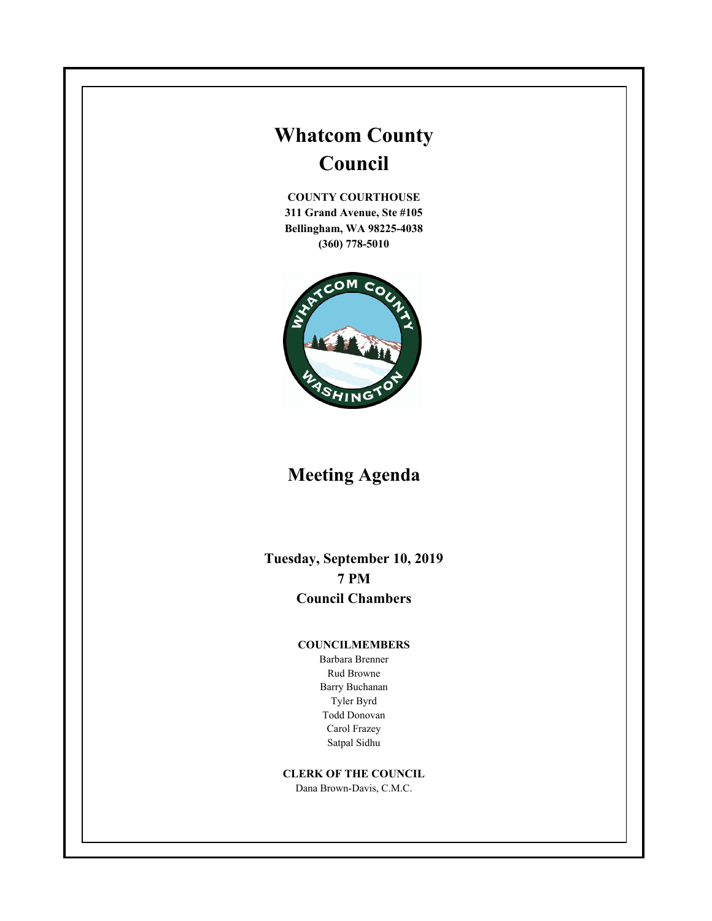# Whatcom County Council

**COUNTY COURTHOUSE**
**311 Grand Avenue, Ste #105**
**Bellingham, WA 98225-4038**
**(360) 778-5010**

## Meeting Agenda

**Tuesday, September 10, 2019**
**7 PM**
**Council Chambers**

**COUNCILMEMBERS**

Barbara Brenner
Rud Browne
Barry Buchanan
Tyler Byrd
Todd Donovan
Carol Frazey
Satpal Sidhu

**CLERK OF THE COUNCIL**

Dana Brown-Davis, C.M.C.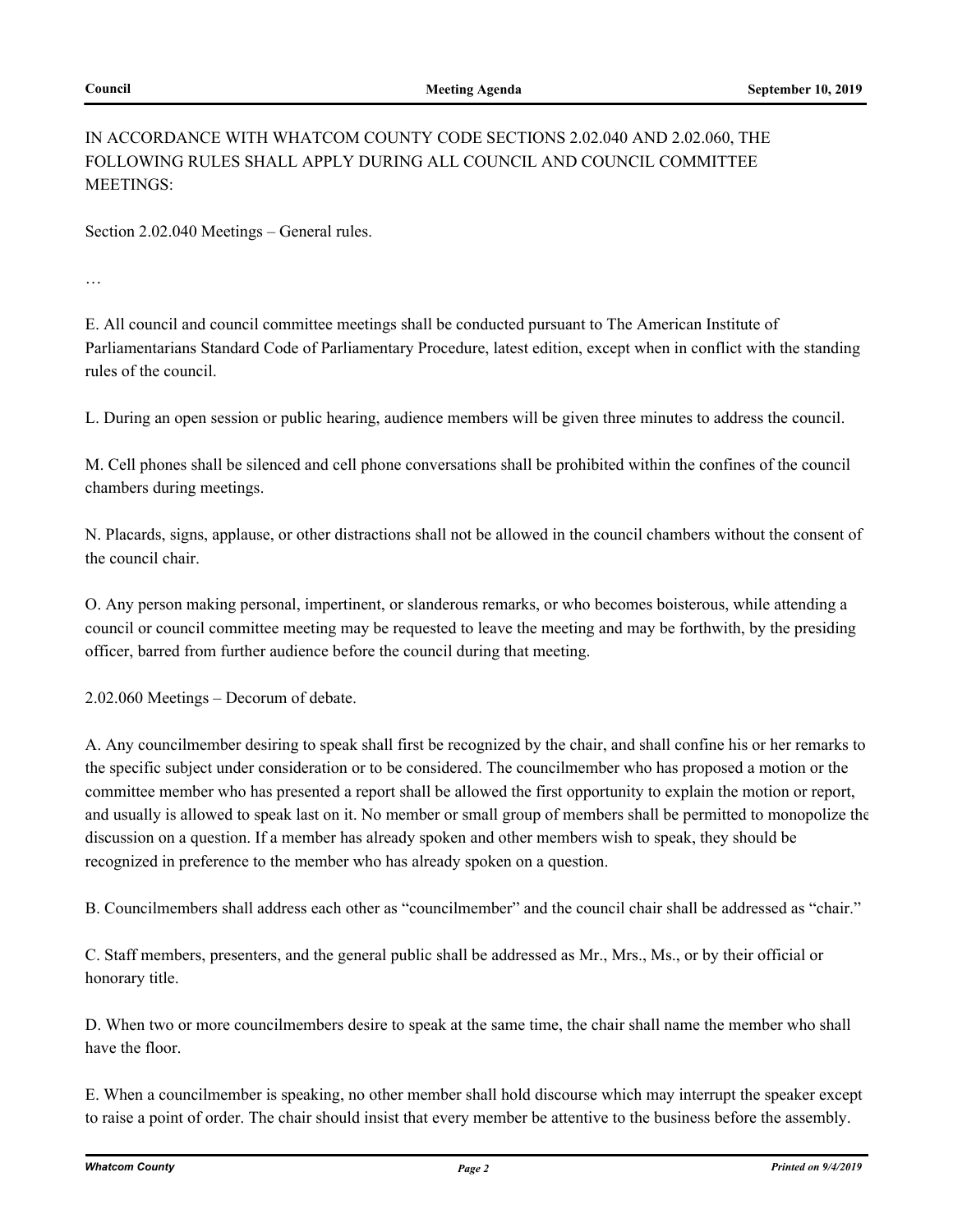IN ACCORDANCE WITH WHATCOM COUNTY CODE SECTIONS 2.02.040 AND 2.02.060, THE FOLLOWING RULES SHALL APPLY DURING ALL COUNCIL AND COUNCIL COMMITTEE MEETINGS:

Section 2.02.040 Meetings – General rules.

…

E. All council and council committee meetings shall be conducted pursuant to The American Institute of Parliamentarians Standard Code of Parliamentary Procedure, latest edition, except when in conflict with the standing rules of the council.

L. During an open session or public hearing, audience members will be given three minutes to address the council.

M. Cell phones shall be silenced and cell phone conversations shall be prohibited within the confines of the council chambers during meetings.

N. Placards, signs, applause, or other distractions shall not be allowed in the council chambers without the consent of the council chair.

O. Any person making personal, impertinent, or slanderous remarks, or who becomes boisterous, while attending a council or council committee meeting may be requested to leave the meeting and may be forthwith, by the presiding officer, barred from further audience before the council during that meeting.

2.02.060 Meetings – Decorum of debate.

A. Any councilmember desiring to speak shall first be recognized by the chair, and shall confine his or her remarks to the specific subject under consideration or to be considered. The councilmember who has proposed a motion or the committee member who has presented a report shall be allowed the first opportunity to explain the motion or report, and usually is allowed to speak last on it. No member or small group of members shall be permitted to monopolize the discussion on a question. If a member has already spoken and other members wish to speak, they should be recognized in preference to the member who has already spoken on a question.

B. Councilmembers shall address each other as "councilmember" and the council chair shall be addressed as "chair."

C. Staff members, presenters, and the general public shall be addressed as Mr., Mrs., Ms., or by their official or honorary title.

D. When two or more councilmembers desire to speak at the same time, the chair shall name the member who shall have the floor.

E. When a councilmember is speaking, no other member shall hold discourse which may interrupt the speaker except to raise a point of order. The chair should insist that every member be attentive to the business before the assembly.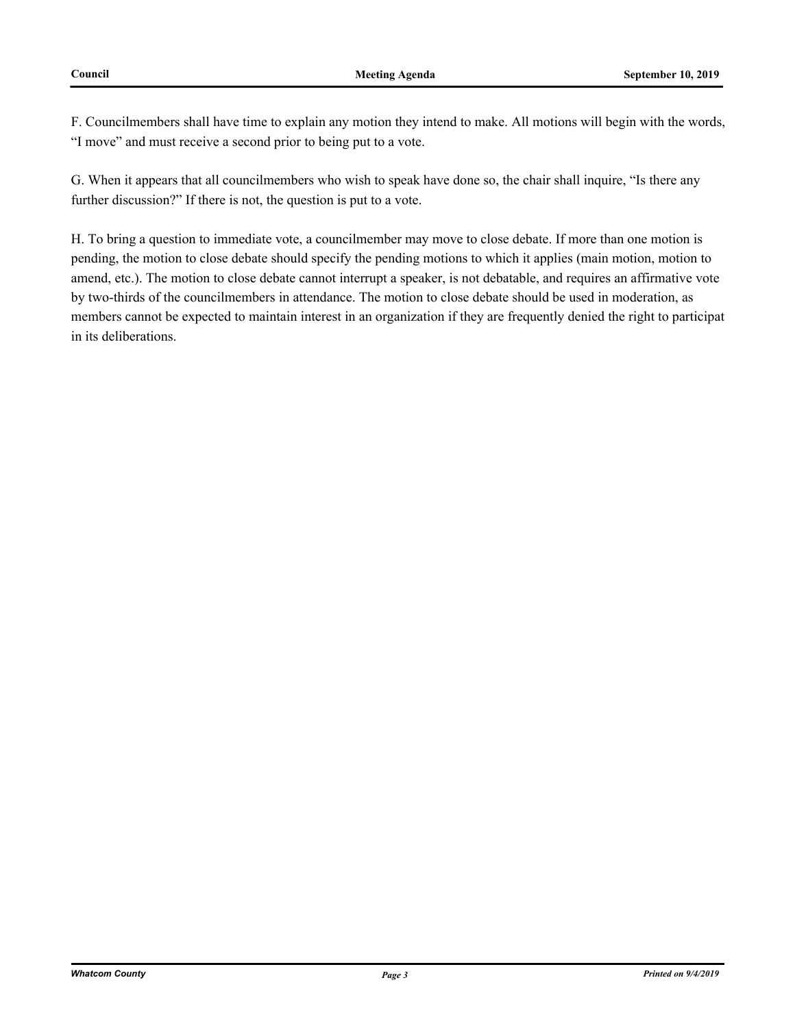F. Councilmembers shall have time to explain any motion they intend to make. All motions will begin with the words, “I move” and must receive a second prior to being put to a vote.

G. When it appears that all councilmembers who wish to speak have done so, the chair shall inquire, “Is there any further discussion?” If there is not, the question is put to a vote.

H. To bring a question to immediate vote, a councilmember may move to close debate. If more than one motion is pending, the motion to close debate should specify the pending motions to which it applies (main motion, motion to amend, etc.). The motion to close debate cannot interrupt a speaker, is not debatable, and requires an affirmative vote by two-thirds of the councilmembers in attendance. The motion to close debate should be used in moderation, as members cannot be expected to maintain interest in an organization if they are frequently denied the right to participat in its deliberations.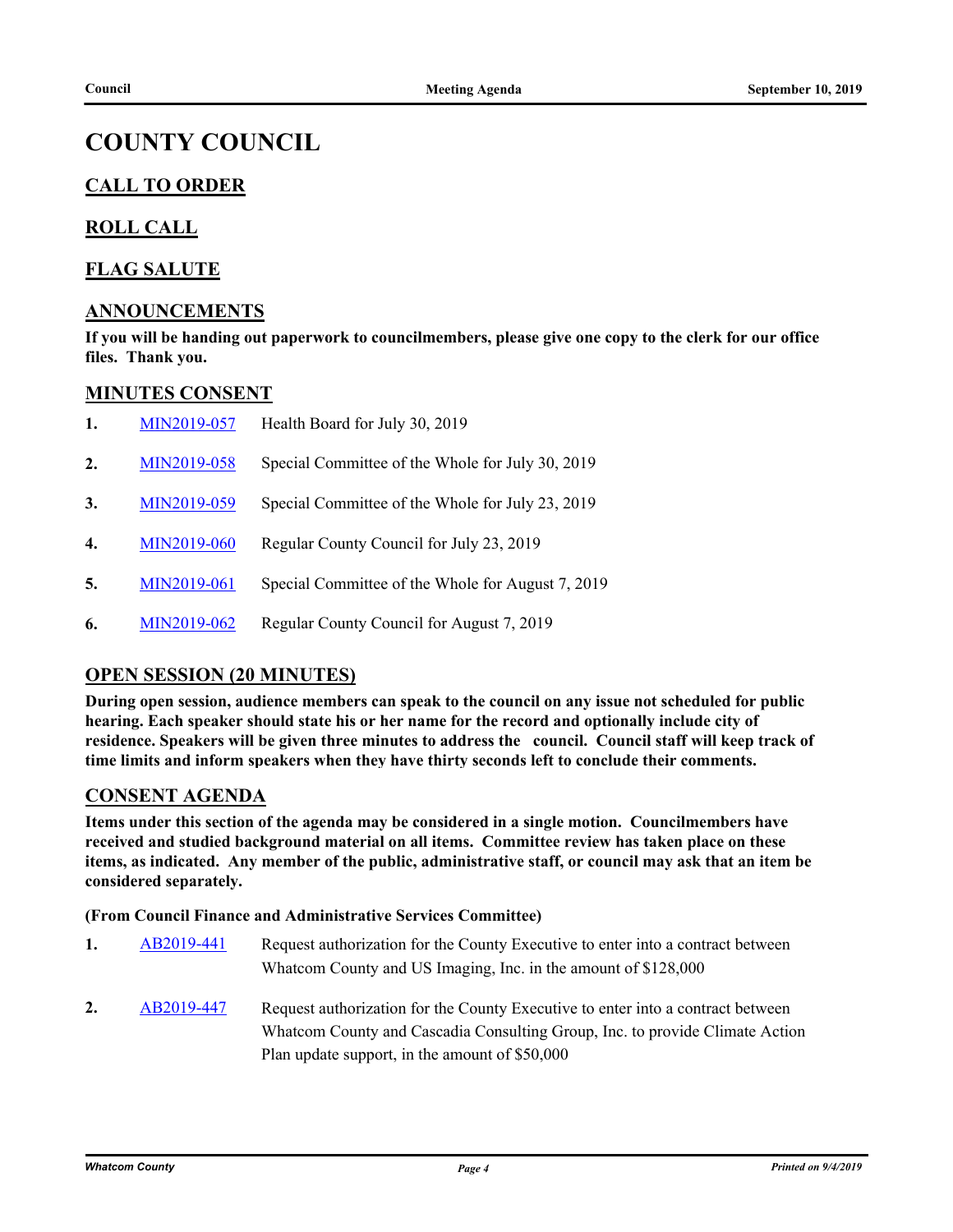# COUNTY COUNCIL

## CALL TO ORDER

## ROLL CALL

## FLAG SALUTE

## ANNOUNCEMENTS

**If you will be handing out paperwork to councilmembers, please give one copy to the clerk for our office files. Thank you.**

## MINUTES CONSENT

1. MIN2019-057 Health Board for July 30, 2019
2. MIN2019-058 Special Committee of the Whole for July 30, 2019
3. MIN2019-059 Special Committee of the Whole for July 23, 2019
4. MIN2019-060 Regular County Council for July 23, 2019
5. MIN2019-061 Special Committee of the Whole for August 7, 2019
6. MIN2019-062 Regular County Council for August 7, 2019

## OPEN SESSION (20 MINUTES)

**During open session, audience members can speak to the council on any issue not scheduled for public hearing. Each speaker should state his or her name for the record and optionally include city of residence. Speakers will be given three minutes to address the council. Council staff will keep track of time limits and inform speakers when they have thirty seconds left to conclude their comments.**

## CONSENT AGENDA

**Items under this section of the agenda may be considered in a single motion. Councilmembers have received and studied background material on all items. Committee review has taken place on these items, as indicated. Any member of the public, administrative staff, or council may ask that an item be considered separately.**

**(From Council Finance and Administrative Services Committee)**

1. AB2019-441 Request authorization for the County Executive to enter into a contract between Whatcom County and US Imaging, Inc. in the amount of $128,000
2. AB2019-447 Request authorization for the County Executive to enter into a contract between Whatcom County and Cascadia Consulting Group, Inc. to provide Climate Action Plan update support, in the amount of $50,000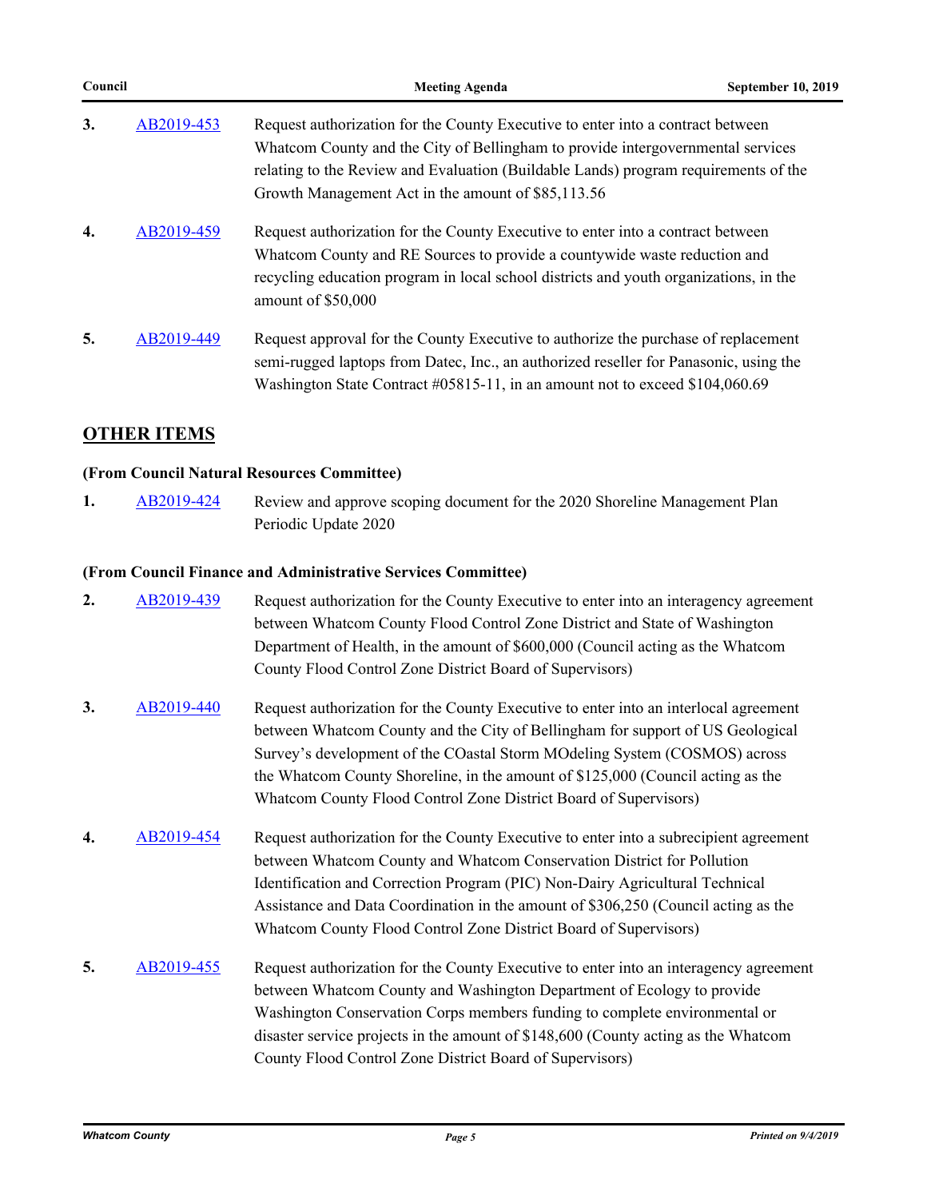3. AB2019-453 Request authorization for the County Executive to enter into a contract between Whatcom County and the City of Bellingham to provide intergovernmental services relating to the Review and Evaluation (Buildable Lands) program requirements of the Growth Management Act in the amount of $85,113.56

4. AB2019-459 Request authorization for the County Executive to enter into a contract between Whatcom County and RE Sources to provide a countywide waste reduction and recycling education program in local school districts and youth organizations, in the amount of $50,000

5. AB2019-449 Request approval for the County Executive to authorize the purchase of replacement semi-rugged laptops from Datec, Inc., an authorized reseller for Panasonic, using the Washington State Contract #05815-11, in an amount not to exceed $104,060.69

## OTHER ITEMS

**(From Council Natural Resources Committee)**

1. AB2019-424 Review and approve scoping document for the 2020 Shoreline Management Plan Periodic Update 2020

**(From Council Finance and Administrative Services Committee)**

2. AB2019-439 Request authorization for the County Executive to enter into an interagency agreement between Whatcom County Flood Control Zone District and State of Washington Department of Health, in the amount of $600,000 (Council acting as the Whatcom County Flood Control Zone District Board of Supervisors)

3. AB2019-440 Request authorization for the County Executive to enter into an interlocal agreement between Whatcom County and the City of Bellingham for support of US Geological Survey's development of the COastal Storm MOdeling System (COSMOS) across the Whatcom County Shoreline, in the amount of $125,000 (Council acting as the Whatcom County Flood Control Zone District Board of Supervisors)

4. AB2019-454 Request authorization for the County Executive to enter into a subrecipient agreement between Whatcom County and Whatcom Conservation District for Pollution Identification and Correction Program (PIC) Non-Dairy Agricultural Technical Assistance and Data Coordination in the amount of $306,250 (Council acting as the Whatcom County Flood Control Zone District Board of Supervisors)

5. AB2019-455 Request authorization for the County Executive to enter into an interagency agreement between Whatcom County and Washington Department of Ecology to provide Washington Conservation Corps members funding to complete environmental or disaster service projects in the amount of $148,600 (County acting as the Whatcom County Flood Control Zone District Board of Supervisors)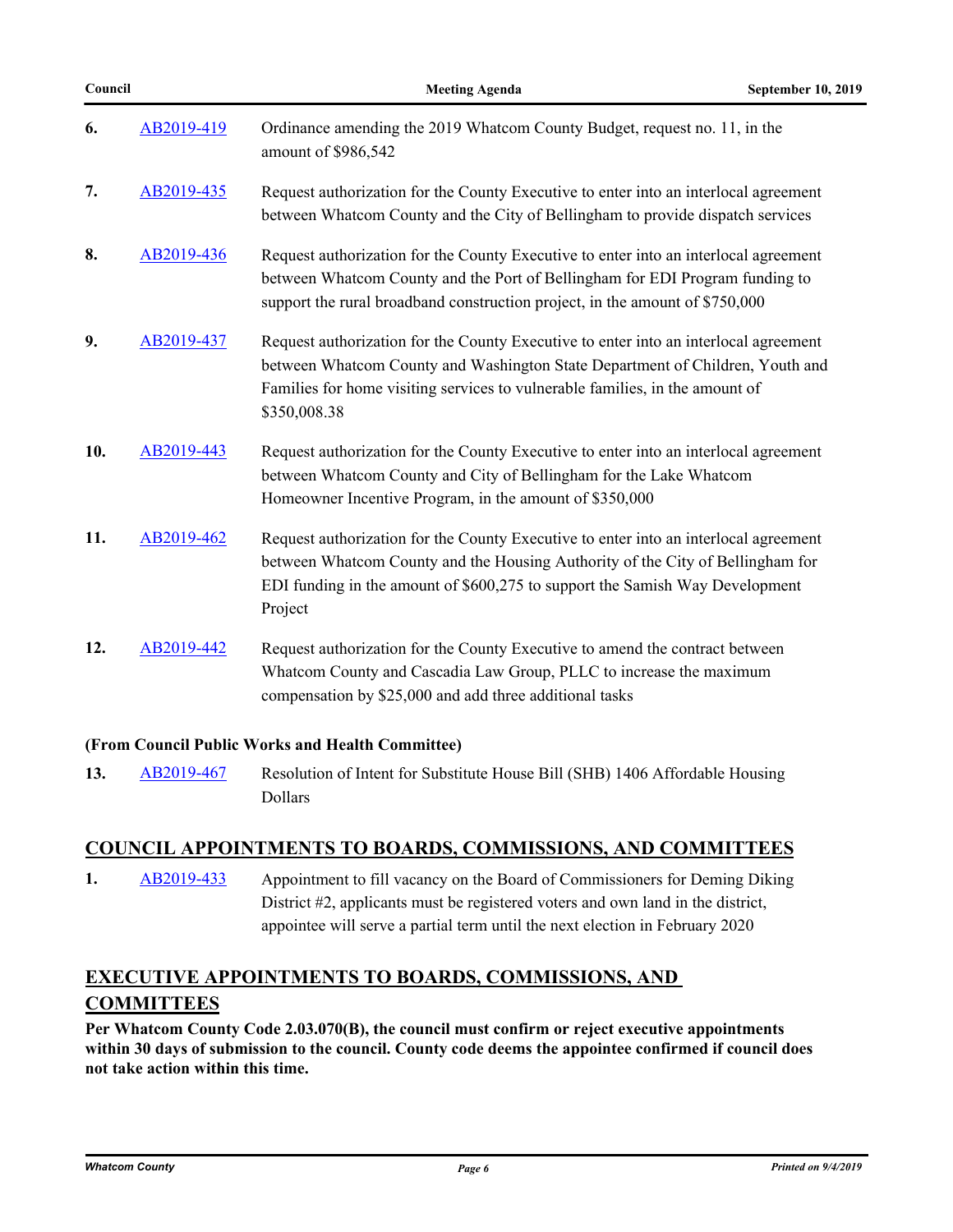6. AB2019-419 Ordinance amending the 2019 Whatcom County Budget, request no. 11, in the amount of $986,542

7. AB2019-435 Request authorization for the County Executive to enter into an interlocal agreement between Whatcom County and the City of Bellingham to provide dispatch services

8. AB2019-436 Request authorization for the County Executive to enter into an interlocal agreement between Whatcom County and the Port of Bellingham for EDI Program funding to support the rural broadband construction project, in the amount of $750,000

9. AB2019-437 Request authorization for the County Executive to enter into an interlocal agreement between Whatcom County and Washington State Department of Children, Youth and Families for home visiting services to vulnerable families, in the amount of $350,008.38

10. AB2019-443 Request authorization for the County Executive to enter into an interlocal agreement between Whatcom County and City of Bellingham for the Lake Whatcom Homeowner Incentive Program, in the amount of $350,000

11. AB2019-462 Request authorization for the County Executive to enter into an interlocal agreement between Whatcom County and the Housing Authority of the City of Bellingham for EDI funding in the amount of $600,275 to support the Samish Way Development Project

12. AB2019-442 Request authorization for the County Executive to amend the contract between Whatcom County and Cascadia Law Group, PLLC to increase the maximum compensation by $25,000 and add three additional tasks

**(From Council Public Works and Health Committee)**

13. AB2019-467 Resolution of Intent for Substitute House Bill (SHB) 1406 Affordable Housing Dollars

## COUNCIL APPOINTMENTS TO BOARDS, COMMISSIONS, AND COMMITTEES

1. AB2019-433 Appointment to fill vacancy on the Board of Commissioners for Deming Diking District #2, applicants must be registered voters and own land in the district, appointee will serve a partial term until the next election in February 2020

## EXECUTIVE APPOINTMENTS TO BOARDS, COMMISSIONS, AND COMMITTEES

**Per Whatcom County Code 2.03.070(B), the council must confirm or reject executive appointments within 30 days of submission to the council. County code deems the appointee confirmed if council does not take action within this time.**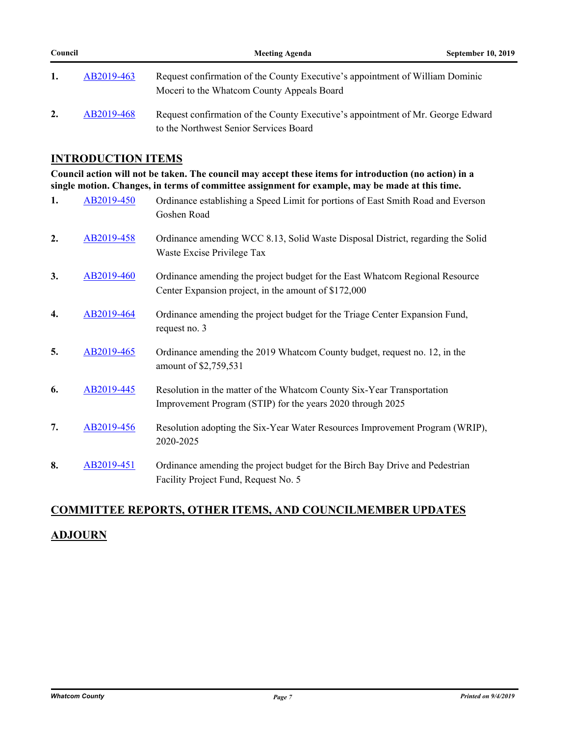1. AB2019-463 Request confirmation of the County Executive's appointment of William Dominic Moceri to the Whatcom County Appeals Board

2. AB2019-468 Request confirmation of the County Executive's appointment of Mr. George Edward to the Northwest Senior Services Board

## INTRODUCTION ITEMS

**Council action will not be taken. The council may accept these items for introduction (no action) in a single motion. Changes, in terms of committee assignment for example, may be made at this time.**

1. AB2019-450 Ordinance establishing a Speed Limit for portions of East Smith Road and Everson Goshen Road

2. AB2019-458 Ordinance amending WCC 8.13, Solid Waste Disposal District, regarding the Solid Waste Excise Privilege Tax

3. AB2019-460 Ordinance amending the project budget for the East Whatcom Regional Resource Center Expansion project, in the amount of $172,000

4. AB2019-464 Ordinance amending the project budget for the Triage Center Expansion Fund, request no. 3

5. AB2019-465 Ordinance amending the 2019 Whatcom County budget, request no. 12, in the amount of $2,759,531

6. AB2019-445 Resolution in the matter of the Whatcom County Six-Year Transportation Improvement Program (STIP) for the years 2020 through 2025

7. AB2019-456 Resolution adopting the Six-Year Water Resources Improvement Program (WRIP), 2020-2025

8. AB2019-451 Ordinance amending the project budget for the Birch Bay Drive and Pedestrian Facility Project Fund, Request No. 5

## COMMITTEE REPORTS, OTHER ITEMS, AND COUNCILMEMBER UPDATES

## ADJOURN